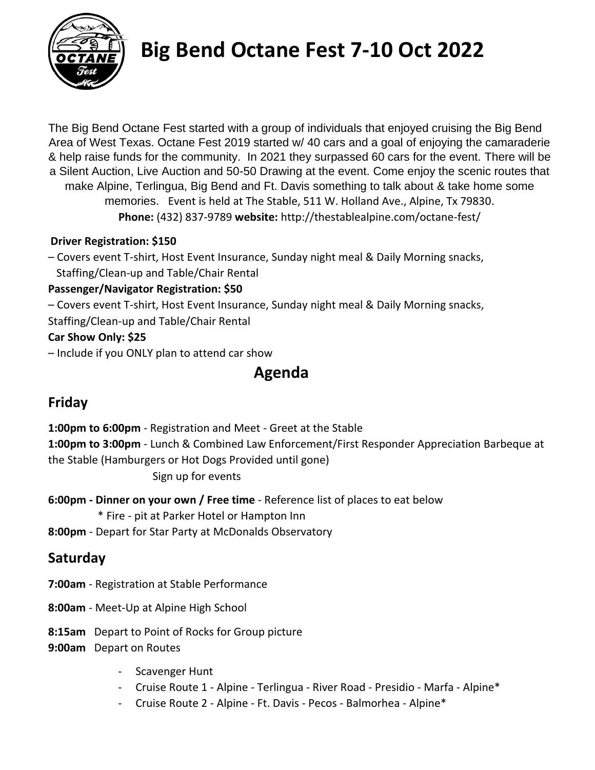# Big Bend Octane Fest 7-10 Oct 2022

The Big Bend Octane Fest started with a group of individuals that enjoyed cruising the Big Bend Area of West Texas. Octane Fest 2019 started w/ 40 cars and a goal of enjoying the camaraderie & help raise funds for the community. In 2021 they surpassed 60 cars for the event. There will be a Silent Auction, Live Auction and 50-50 Drawing at the event. Come enjoy the scenic routes that make Alpine, Terlingua, Big Bend and Ft. Davis something to talk about & take home some memories. Event is held at The Stable, 511 W. Holland Ave., Alpine, Tx 79830.

**Phone:** (432) 837-9789 **website:** http://thestablealpine.com/octane-fest/

**Driver Registration: $150**

– Covers event T-shirt, Host Event Insurance, Sunday night meal & Daily Morning snacks, Staffing/Clean-up and Table/Chair Rental

**Passenger/Navigator Registration: $50**

– Covers event T-shirt, Host Event Insurance, Sunday night meal & Daily Morning snacks, Staffing/Clean-up and Table/Chair Rental

**Car Show Only: $25**

– Include if you ONLY plan to attend car show

## Agenda

### Friday

**1:00pm to 6:00pm** - Registration and Meet - Greet at the Stable

**1:00pm to 3:00pm** - Lunch & Combined Law Enforcement/First Responder Appreciation Barbeque at the Stable (Hamburgers or Hot Dogs Provided until gone)

Sign up for events

**6:00pm - Dinner on your own / Free time** - Reference list of places to eat below

\* Fire - pit at Parker Hotel or Hampton Inn

**8:00pm** - Depart for Star Party at McDonalds Observatory

### Saturday

**7:00am** - Registration at Stable Performance

**8:00am** - Meet-Up at Alpine High School

**8:15am** Depart to Point of Rocks for Group picture

**9:00am** Depart on Routes

- Scavenger Hunt
- Cruise Route 1 - Alpine - Terlingua - River Road - Presidio - Marfa - Alpine*
- Cruise Route 2 - Alpine - Ft. Davis - Pecos - Balmorhea - Alpine*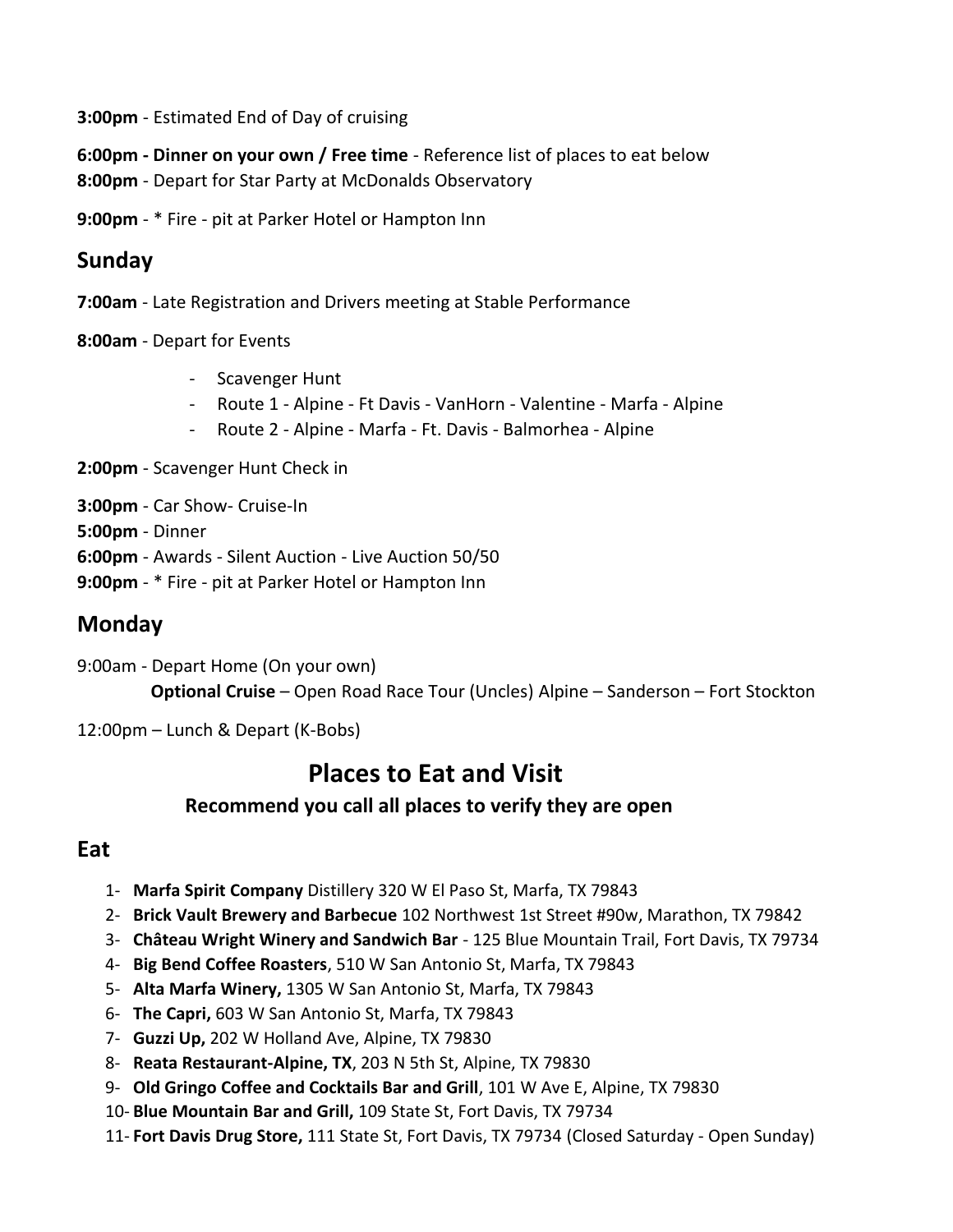**3:00pm** - Estimated End of Day of cruising

**6:00pm - Dinner on your own / Free time** - Reference list of places to eat below
**8:00pm** - Depart for Star Party at McDonalds Observatory

**9:00pm** - * Fire - pit at Parker Hotel or Hampton Inn

## Sunday

**7:00am** - Late Registration and Drivers meeting at Stable Performance

**8:00am** - Depart for Events

- Scavenger Hunt
- Route 1 - Alpine - Ft Davis - VanHorn - Valentine - Marfa - Alpine
- Route 2 - Alpine - Marfa - Ft. Davis - Balmorhea - Alpine

**2:00pm** - Scavenger Hunt Check in

**3:00pm** - Car Show- Cruise-In
**5:00pm** - Dinner
**6:00pm** - Awards - Silent Auction - Live Auction 50/50
**9:00pm** - * Fire - pit at Parker Hotel or Hampton Inn

## Monday

9:00am - Depart Home (On your own)
**Optional Cruise** – Open Road Race Tour (Uncles) Alpine – Sanderson – Fort Stockton

12:00pm – Lunch & Depart (K-Bobs)

# Places to Eat and Visit

### Recommend you call all places to verify they are open

## Eat

1- **Marfa Spirit Company** Distillery 320 W El Paso St, Marfa, TX 79843
2- **Brick Vault Brewery and Barbecue** 102 Northwest 1st Street #90w, Marathon, TX 79842
3- **Château Wright Winery and Sandwich Bar** - 125 Blue Mountain Trail, Fort Davis, TX 79734
4- **Big Bend Coffee Roasters**, 510 W San Antonio St, Marfa, TX 79843
5- **Alta Marfa Winery,** 1305 W San Antonio St, Marfa, TX 79843
6- **The Capri,** 603 W San Antonio St, Marfa, TX 79843
7- **Guzzi Up,** 202 W Holland Ave, Alpine, TX 79830
8- **Reata Restaurant-Alpine, TX**, 203 N 5th St, Alpine, TX 79830
9- **Old Gringo Coffee and Cocktails Bar and Grill**, 101 W Ave E, Alpine, TX 79830
10- **Blue Mountain Bar and Grill,** 109 State St, Fort Davis, TX 79734
11- **Fort Davis Drug Store,** 111 State St, Fort Davis, TX 79734 (Closed Saturday - Open Sunday)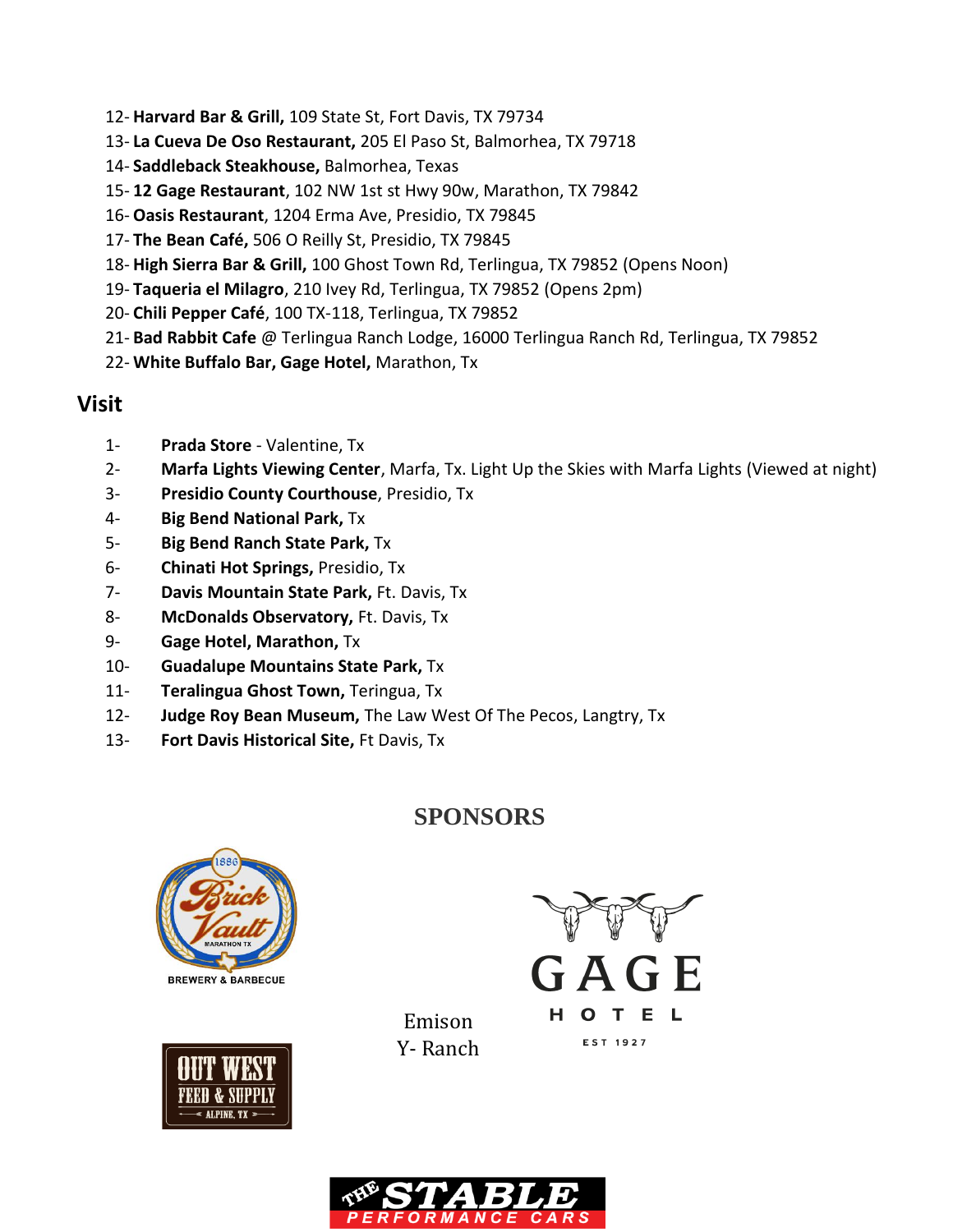12- **Harvard Bar & Grill,** 109 State St, Fort Davis, TX 79734
13- **La Cueva De Oso Restaurant,** 205 El Paso St, Balmorhea, TX 79718
14- **Saddleback Steakhouse,** Balmorhea, Texas
15- **12 Gage Restaurant**, 102 NW 1st st Hwy 90w, Marathon, TX 79842
16- **Oasis Restaurant**, 1204 Erma Ave, Presidio, TX 79845
17- **The Bean Café,** 506 O Reilly St, Presidio, TX 79845
18- **High Sierra Bar & Grill,** 100 Ghost Town Rd, Terlingua, TX 79852 (Opens Noon)
19- **Taqueria el Milagro**, 210 Ivey Rd, Terlingua, TX 79852 (Opens 2pm)
20- **Chili Pepper Café**, 100 TX-118, Terlingua, TX 79852
21- **Bad Rabbit Cafe** @ Terlingua Ranch Lodge, 16000 Terlingua Ranch Rd, Terlingua, TX 79852
22- **White Buffalo Bar, Gage Hotel,** Marathon, Tx

## Visit

1- **Prada Store** - Valentine, Tx
2- **Marfa Lights Viewing Center**, Marfa, Tx. Light Up the Skies with Marfa Lights (Viewed at night)
3- **Presidio County Courthouse**, Presidio, Tx
4- **Big Bend National Park,** Tx
5- **Big Bend Ranch State Park,** Tx
6- **Chinati Hot Springs,** Presidio, Tx
7- **Davis Mountain State Park,** Ft. Davis, Tx
8- **McDonalds Observatory,** Ft. Davis, Tx
9- **Gage Hotel, Marathon,** Tx
10- **Guadalupe Mountains State Park,** Tx
11- **Teralingua Ghost Town,** Teringua, Tx
12- **Judge Roy Bean Museum,** The Law West Of The Pecos, Langtry, Tx
13- **Fort Davis Historical Site,** Ft Davis, Tx

## SPONSORS

1886 Brick Vault Marathon TX Brewery & Barbecue

Gage Hotel Est 1927

Emison Y- Ranch

Out West Feed & Supply Alpine, TX

The Stable Performance Cars